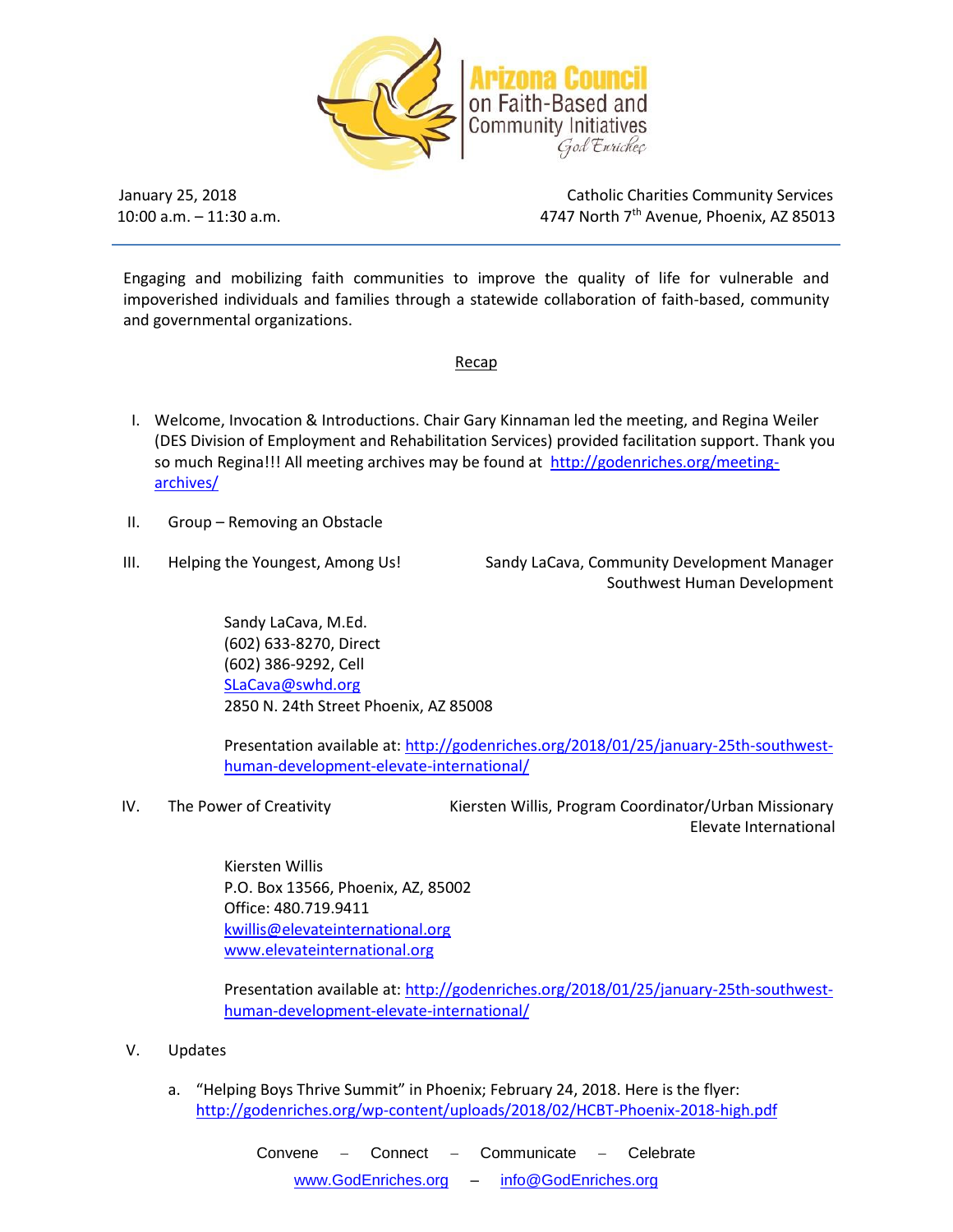# Arizona Council on Faith-Based and Community Initiatives

*God Enriches*

January 25, 2018
10:00 a.m. – 11:30 a.m.

Catholic Charities Community Services
4747 North 7th Avenue, Phoenix, AZ 85013

---

Engaging and mobilizing faith communities to improve the quality of life for vulnerable and impoverished individuals and families through a statewide collaboration of faith-based, community and governmental organizations.

## Recap

I. Welcome, Invocation & Introductions. Chair Gary Kinnaman led the meeting, and Regina Weiler (DES Division of Employment and Rehabilitation Services) provided facilitation support. Thank you so much Regina!!! All meeting archives may be found at http://godenriches.org/meeting-archives/

II. Group – Removing an Obstacle

III. Helping the Youngest, Among Us! — Sandy LaCava, Community Development Manager, Southwest Human Development

   Sandy LaCava, M.Ed.
   (602) 633-8270, Direct
   (602) 386-9292, Cell
   SLaCava@swhd.org
   2850 N. 24th Street Phoenix, AZ 85008

   Presentation available at: http://godenriches.org/2018/01/25/january-25th-southwest-human-development-elevate-international/

IV. The Power of Creativity — Kiersten Willis, Program Coordinator/Urban Missionary, Elevate International

   Kiersten Willis
   P.O. Box 13566, Phoenix, AZ, 85002
   Office: 480.719.9411
   kwillis@elevateinternational.org
   www.elevateinternational.org

   Presentation available at: http://godenriches.org/2018/01/25/january-25th-southwest-human-development-elevate-international/

V. Updates

   a. "Helping Boys Thrive Summit" in Phoenix; February 24, 2018. Here is the flyer: http://godenriches.org/wp-content/uploads/2018/02/HCBT-Phoenix-2018-high.pdf

Convene – Connect – Communicate – Celebrate

www.GodEnriches.org – info@GodEnriches.org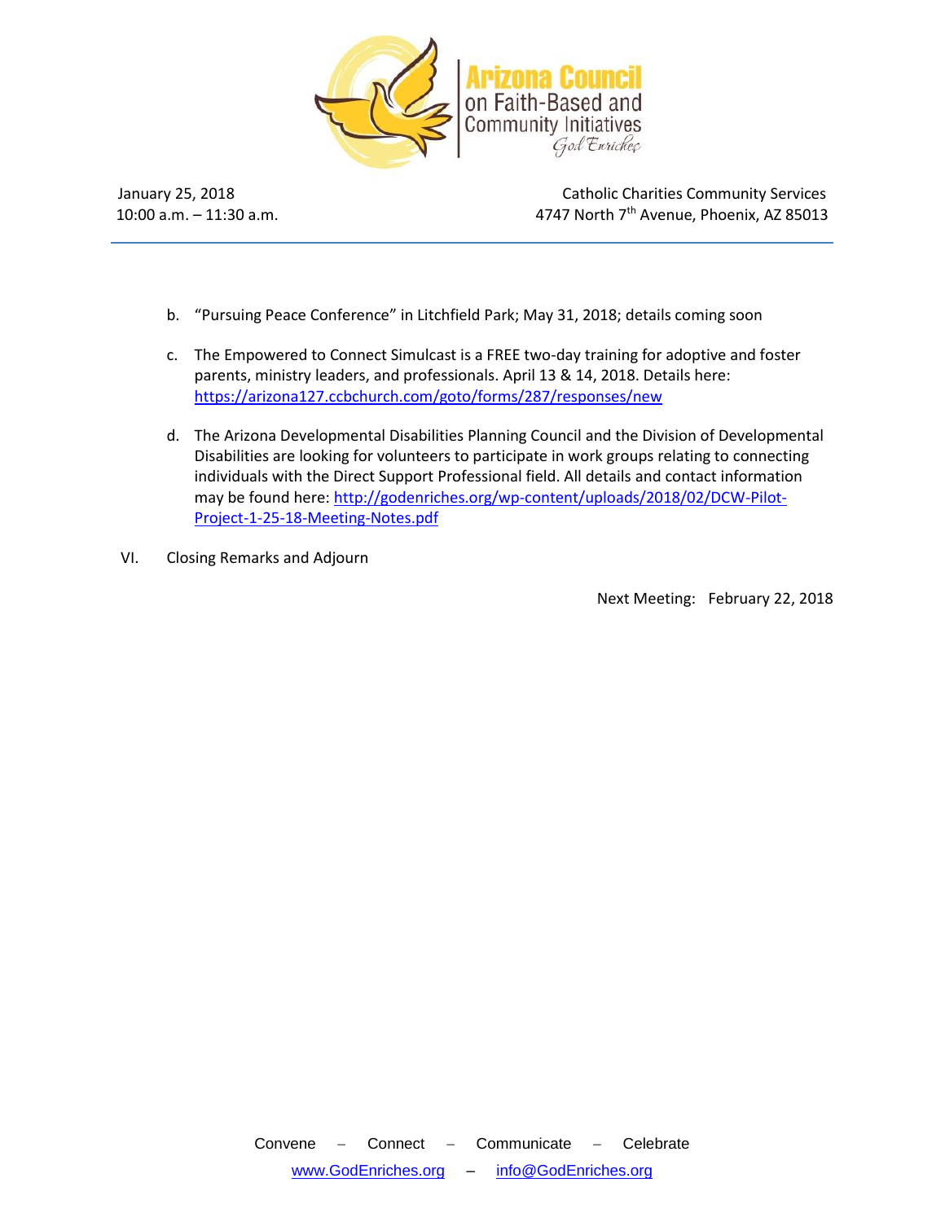January 25, 2018
10:00 a.m. – 11:30 a.m.

Catholic Charities Community Services
4747 North 7th Avenue, Phoenix, AZ 85013

b. "Pursuing Peace Conference" in Litchfield Park; May 31, 2018; details coming soon

c. The Empowered to Connect Simulcast is a FREE two-day training for adoptive and foster parents, ministry leaders, and professionals. April 13 & 14, 2018. Details here: https://arizona127.ccbchurch.com/goto/forms/287/responses/new

d. The Arizona Developmental Disabilities Planning Council and the Division of Developmental Disabilities are looking for volunteers to participate in work groups relating to connecting individuals with the Direct Support Professional field. All details and contact information may be found here: http://godenriches.org/wp-content/uploads/2018/02/DCW-Pilot-Project-1-25-18-Meeting-Notes.pdf

VI. Closing Remarks and Adjourn

Next Meeting: February 22, 2018

Convene – Connect – Communicate – Celebrate

www.GodEnriches.org – info@GodEnriches.org